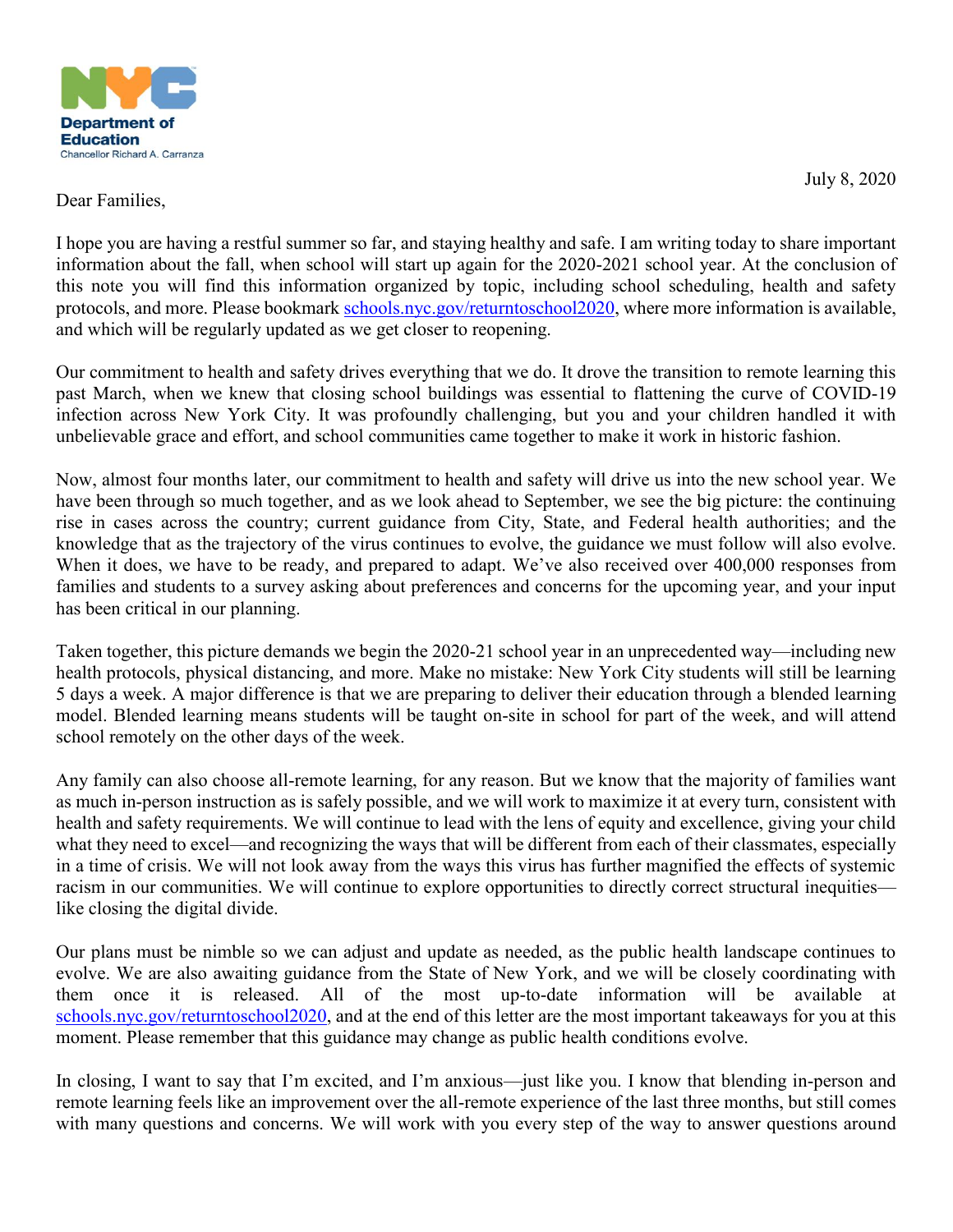NYC Department of Education
Chancellor Richard A. Carranza

July 8, 2020

Dear Families,

I hope you are having a restful summer so far, and staying healthy and safe. I am writing today to share important information about the fall, when school will start up again for the 2020-2021 school year. At the conclusion of this note you will find this information organized by topic, including school scheduling, health and safety protocols, and more. Please bookmark [schools.nyc.gov/returntoschool2020](https://schools.nyc.gov/returntoschool2020), where more information is available, and which will be regularly updated as we get closer to reopening.

Our commitment to health and safety drives everything that we do. It drove the transition to remote learning this past March, when we knew that closing school buildings was essential to flattening the curve of COVID-19 infection across New York City. It was profoundly challenging, but you and your children handled it with unbelievable grace and effort, and school communities came together to make it work in historic fashion.

Now, almost four months later, our commitment to health and safety will drive us into the new school year. We have been through so much together, and as we look ahead to September, we see the big picture: the continuing rise in cases across the country; current guidance from City, State, and Federal health authorities; and the knowledge that as the trajectory of the virus continues to evolve, the guidance we must follow will also evolve. When it does, we have to be ready, and prepared to adapt. We've also received over 400,000 responses from families and students to a survey asking about preferences and concerns for the upcoming year, and your input has been critical in our planning.

Taken together, this picture demands we begin the 2020-21 school year in an unprecedented way—including new health protocols, physical distancing, and more. Make no mistake: New York City students will still be learning 5 days a week. A major difference is that we are preparing to deliver their education through a blended learning model. Blended learning means students will be taught on-site in school for part of the week, and will attend school remotely on the other days of the week.

Any family can also choose all-remote learning, for any reason. But we know that the majority of families want as much in-person instruction as is safely possible, and we will work to maximize it at every turn, consistent with health and safety requirements. We will continue to lead with the lens of equity and excellence, giving your child what they need to excel—and recognizing the ways that will be different from each of their classmates, especially in a time of crisis. We will not look away from the ways this virus has further magnified the effects of systemic racism in our communities. We will continue to explore opportunities to directly correct structural inequities—like closing the digital divide.

Our plans must be nimble so we can adjust and update as needed, as the public health landscape continues to evolve. We are also awaiting guidance from the State of New York, and we will be closely coordinating with them once it is released. All of the most up-to-date information will be available at [schools.nyc.gov/returntoschool2020](https://schools.nyc.gov/returntoschool2020), and at the end of this letter are the most important takeaways for you at this moment. Please remember that this guidance may change as public health conditions evolve.

In closing, I want to say that I'm excited, and I'm anxious—just like you. I know that blending in-person and remote learning feels like an improvement over the all-remote experience of the last three months, but still comes with many questions and concerns. We will work with you every step of the way to answer questions around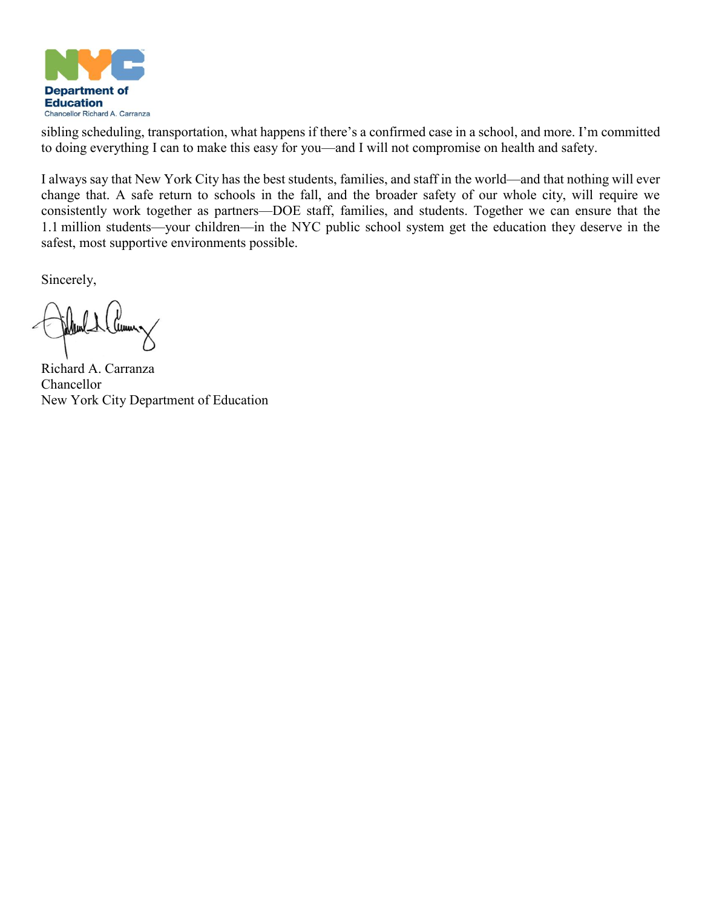sibling scheduling, transportation, what happens if there's a confirmed case in a school, and more. I'm committed to doing everything I can to make this easy for you—and I will not compromise on health and safety.

I always say that New York City has the best students, families, and staff in the world—and that nothing will ever change that. A safe return to schools in the fall, and the broader safety of our whole city, will require we consistently work together as partners—DOE staff, families, and students. Together we can ensure that the 1.1 million students—your children—in the NYC public school system get the education they deserve in the safest, most supportive environments possible.

Sincerely,

Richard A. Carranza  
Chancellor  
New York City Department of Education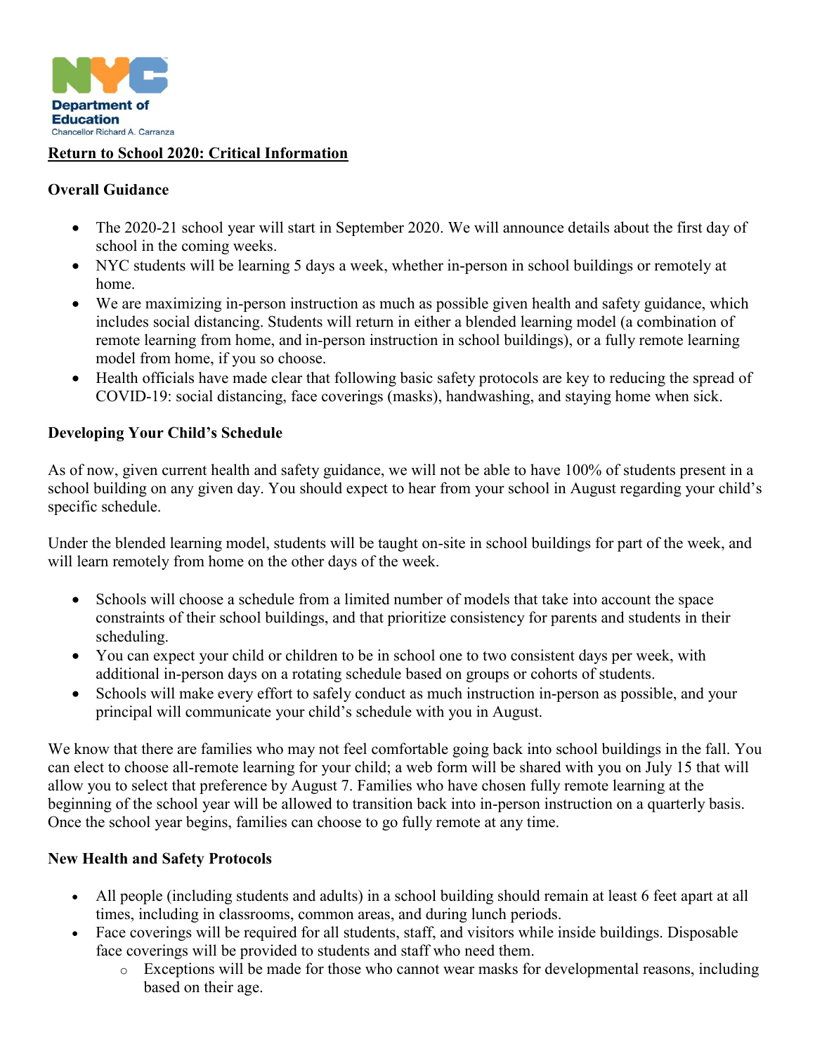NYC Department of Education
Chancellor Richard A. Carranza

# Return to School 2020: Critical Information

## Overall Guidance

- The 2020-21 school year will start in September 2020. We will announce details about the first day of school in the coming weeks.
- NYC students will be learning 5 days a week, whether in-person in school buildings or remotely at home.
- We are maximizing in-person instruction as much as possible given health and safety guidance, which includes social distancing. Students will return in either a blended learning model (a combination of remote learning from home, and in-person instruction in school buildings), or a fully remote learning model from home, if you so choose.
- Health officials have made clear that following basic safety protocols are key to reducing the spread of COVID-19: social distancing, face coverings (masks), handwashing, and staying home when sick.

## Developing Your Child's Schedule

As of now, given current health and safety guidance, we will not be able to have 100% of students present in a school building on any given day. You should expect to hear from your school in August regarding your child's specific schedule.

Under the blended learning model, students will be taught on-site in school buildings for part of the week, and will learn remotely from home on the other days of the week.

- Schools will choose a schedule from a limited number of models that take into account the space constraints of their school buildings, and that prioritize consistency for parents and students in their scheduling.
- You can expect your child or children to be in school one to two consistent days per week, with additional in-person days on a rotating schedule based on groups or cohorts of students.
- Schools will make every effort to safely conduct as much instruction in-person as possible, and your principal will communicate your child's schedule with you in August.

We know that there are families who may not feel comfortable going back into school buildings in the fall. You can elect to choose all-remote learning for your child; a web form will be shared with you on July 15 that will allow you to select that preference by August 7. Families who have chosen fully remote learning at the beginning of the school year will be allowed to transition back into in-person instruction on a quarterly basis. Once the school year begins, families can choose to go fully remote at any time.

## New Health and Safety Protocols

- All people (including students and adults) in a school building should remain at least 6 feet apart at all times, including in classrooms, common areas, and during lunch periods.
- Face coverings will be required for all students, staff, and visitors while inside buildings. Disposable face coverings will be provided to students and staff who need them.
  - Exceptions will be made for those who cannot wear masks for developmental reasons, including based on their age.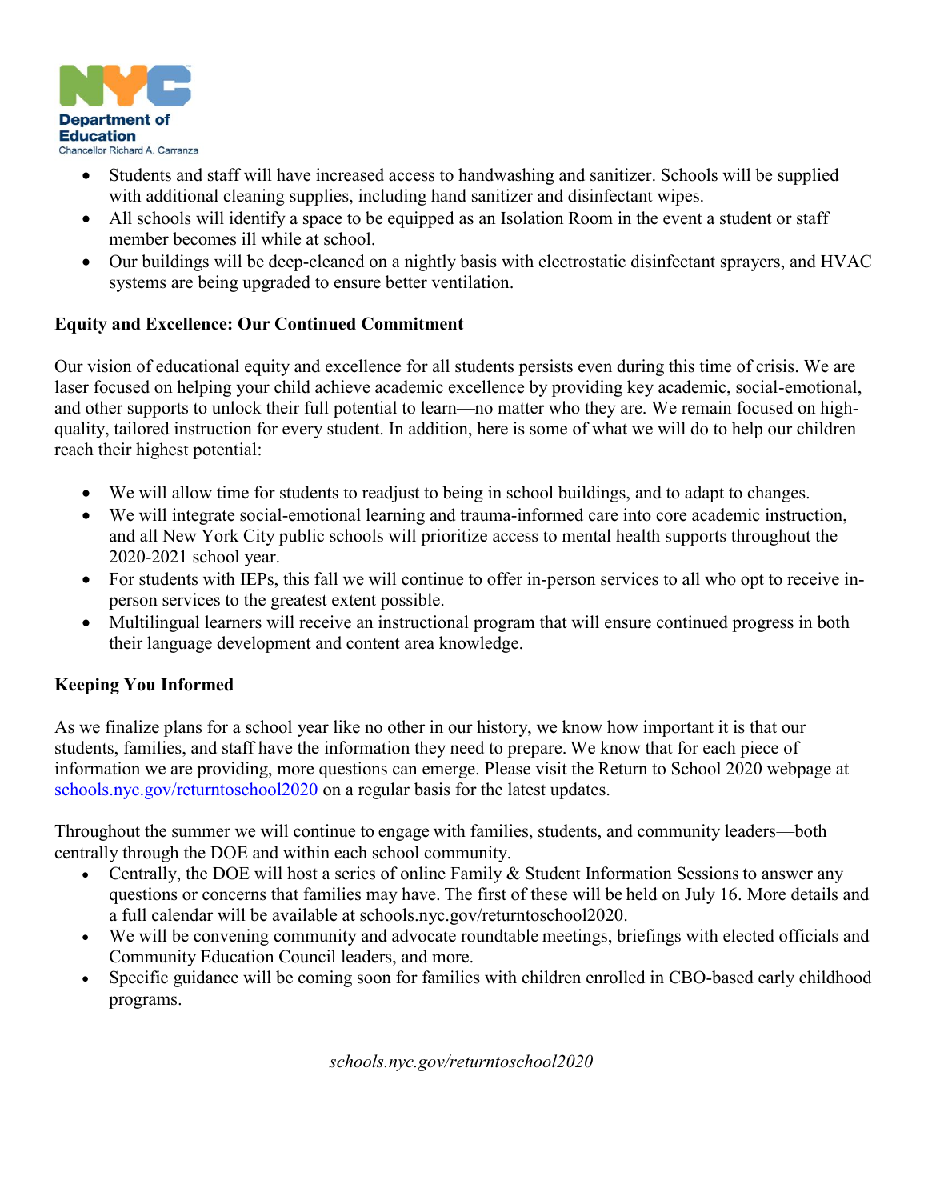Department of Education
Chancellor Richard A. Carranza

- Students and staff will have increased access to handwashing and sanitizer. Schools will be supplied with additional cleaning supplies, including hand sanitizer and disinfectant wipes.
- All schools will identify a space to be equipped as an Isolation Room in the event a student or staff member becomes ill while at school.
- Our buildings will be deep-cleaned on a nightly basis with electrostatic disinfectant sprayers, and HVAC systems are being upgraded to ensure better ventilation.

**Equity and Excellence: Our Continued Commitment**

Our vision of educational equity and excellence for all students persists even during this time of crisis. We are laser focused on helping your child achieve academic excellence by providing key academic, social-emotional, and other supports to unlock their full potential to learn—no matter who they are. We remain focused on high-quality, tailored instruction for every student. In addition, here is some of what we will do to help our children reach their highest potential:

- We will allow time for students to readjust to being in school buildings, and to adapt to changes.
- We will integrate social-emotional learning and trauma-informed care into core academic instruction, and all New York City public schools will prioritize access to mental health supports throughout the 2020-2021 school year.
- For students with IEPs, this fall we will continue to offer in-person services to all who opt to receive in-person services to the greatest extent possible.
- Multilingual learners will receive an instructional program that will ensure continued progress in both their language development and content area knowledge.

**Keeping You Informed**

As we finalize plans for a school year like no other in our history, we know how important it is that our students, families, and staff have the information they need to prepare. We know that for each piece of information we are providing, more questions can emerge. Please visit the Return to School 2020 webpage at [schools.nyc.gov/returntoschool2020](schools.nyc.gov/returntoschool2020) on a regular basis for the latest updates.

Throughout the summer we will continue to engage with families, students, and community leaders—both centrally through the DOE and within each school community.

- Centrally, the DOE will host a series of online Family & Student Information Sessions to answer any questions or concerns that families may have. The first of these will be held on July 16. More details and a full calendar will be available at schools.nyc.gov/returntoschool2020.
- We will be convening community and advocate roundtable meetings, briefings with elected officials and Community Education Council leaders, and more.
- Specific guidance will be coming soon for families with children enrolled in CBO-based early childhood programs.

*schools.nyc.gov/returntoschool2020*